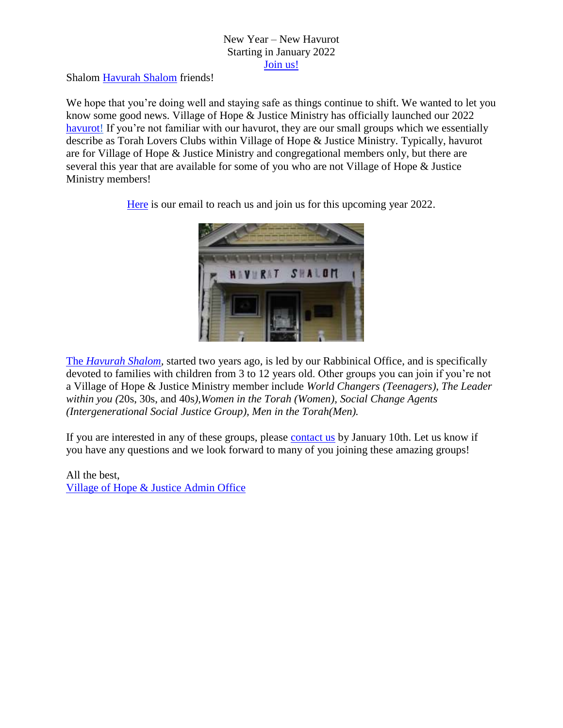New Year – New Havurot
Starting in January 2022
Join us!

Shalom Havurah Shalom friends!

We hope that you're doing well and staying safe as things continue to shift. We wanted to let you know some good news. Village of Hope & Justice Ministry has officially launched our 2022 havurot! If you're not familiar with our havurot, they are our small groups which we essentially describe as Torah Lovers Clubs within Village of Hope & Justice Ministry. Typically, havurot are for Village of Hope & Justice Ministry and congregational members only, but there are several this year that are available for some of you who are not Village of Hope & Justice Ministry members!

Here is our email to reach us and join us for this upcoming year 2022.

The *Havurah Shalom*, started two years ago, is led by our Rabbinical Office, and is specifically devoted to families with children from 3 to 12 years old. Other groups you can join if you're not a Village of Hope & Justice Ministry member include *World Changers (Teenagers), The Leader within you (*20s, 30s, and 40s*),Women in the Torah (Women), Social Change Agents (Intergenerational Social Justice Group), Men in the Torah(Men).*

If you are interested in any of these groups, please contact us by January 10th. Let us know if you have any questions and we look forward to many of you joining these amazing groups!

All the best,
Village of Hope & Justice Admin Office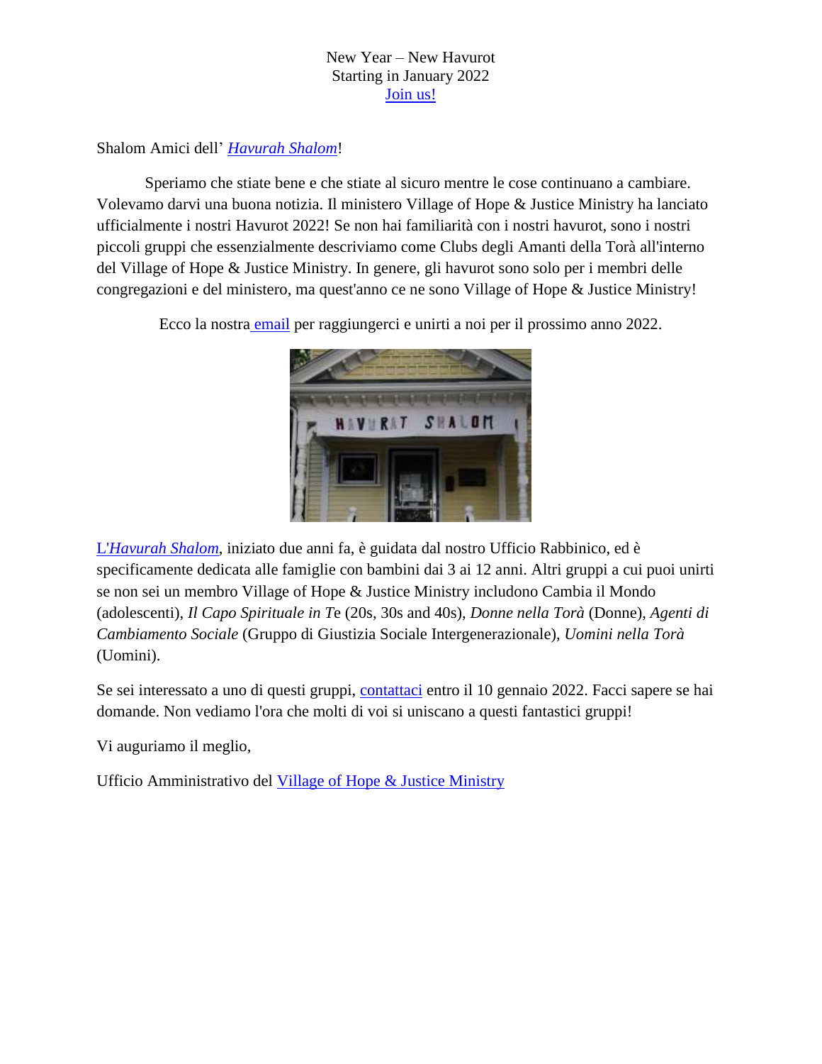New Year – New Havurot
Starting in January 2022
[Join us!]

Shalom Amici dell' *Havurah Shalom*!

Speriamo che stiate bene e che stiate al sicuro mentre le cose continuano a cambiare. Volevamo darvi una buona notizia. Il ministero Village of Hope & Justice Ministry ha lanciato ufficialmente i nostri Havurot 2022! Se non hai familiarità con i nostri havurot, sono i nostri piccoli gruppi che essenzialmente descriviamo come Clubs degli Amanti della Torà all'interno del Village of Hope & Justice Ministry. In genere, gli havurot sono solo per i membri delle congregazioni e del ministero, ma quest'anno ce ne sono Village of Hope & Justice Ministry!

Ecco la nostra email per raggiungerci e unirti a noi per il prossimo anno 2022.

L'*Havurah Shalom*, iniziato due anni fa, è guidata dal nostro Ufficio Rabbinico, ed è specificamente dedicata alle famiglie con bambini dai 3 ai 12 anni. Altri gruppi a cui puoi unirti se non sei un membro Village of Hope & Justice Ministry includono Cambia il Mondo (adolescenti), *Il Capo Spirituale in Te* (20s, 30s and 40s), *Donne nella Torà* (Donne), *Agenti di Cambiamento Sociale* (Gruppo di Giustizia Sociale Intergenerazionale), *Uomini nella Torà* (Uomini).

Se sei interessato a uno di questi gruppi, contattaci entro il 10 gennaio 2022. Facci sapere se hai domande. Non vediamo l'ora che molti di voi si uniscano a questi fantastici gruppi!

Vi auguriamo il meglio,

Ufficio Amministrativo del Village of Hope & Justice Ministry